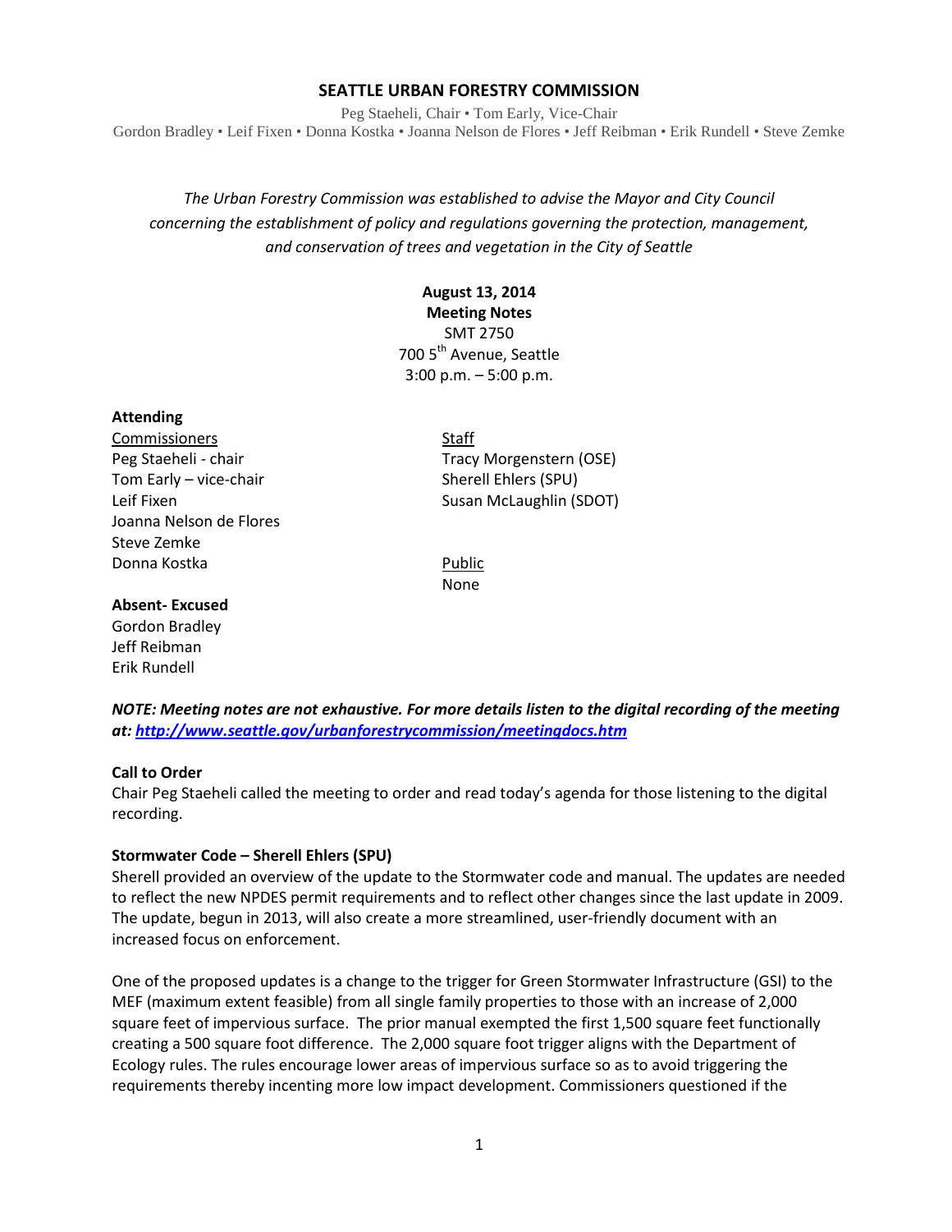# SEATTLE URBAN FORESTRY COMMISSION

Peg Staeheli, Chair • Tom Early, Vice-Chair
Gordon Bradley • Leif Fixen • Donna Kostka • Joanna Nelson de Flores • Jeff Reibman • Erik Rundell • Steve Zemke

*The Urban Forestry Commission was established to advise the Mayor and City Council concerning the establishment of policy and regulations governing the protection, management, and conservation of trees and vegetation in the City of Seattle*

**August 13, 2014**
**Meeting Notes**
SMT 2750
700 5th Avenue, Seattle
3:00 p.m. – 5:00 p.m.

**Attending**

Commissioners
Peg Staeheli - chair
Tom Early – vice-chair
Leif Fixen
Joanna Nelson de Flores
Steve Zemke
Donna Kostka

Staff
Tracy Morgenstern (OSE)
Sherell Ehlers (SPU)
Susan McLaughlin (SDOT)

Public
None

**Absent- Excused**
Gordon Bradley
Jeff Reibman
Erik Rundell

***NOTE: Meeting notes are not exhaustive. For more details listen to the digital recording of the meeting at: http://www.seattle.gov/urbanforestrycommission/meetingdocs.htm***

**Call to Order**
Chair Peg Staeheli called the meeting to order and read today's agenda for those listening to the digital recording.

**Stormwater Code – Sherell Ehlers (SPU)**
Sherell provided an overview of the update to the Stormwater code and manual. The updates are needed to reflect the new NPDES permit requirements and to reflect other changes since the last update in 2009. The update, begun in 2013, will also create a more streamlined, user-friendly document with an increased focus on enforcement.

One of the proposed updates is a change to the trigger for Green Stormwater Infrastructure (GSI) to the MEF (maximum extent feasible) from all single family properties to those with an increase of 2,000 square feet of impervious surface. The prior manual exempted the first 1,500 square feet functionally creating a 500 square foot difference. The 2,000 square foot trigger aligns with the Department of Ecology rules. The rules encourage lower areas of impervious surface so as to avoid triggering the requirements thereby incenting more low impact development. Commissioners questioned if the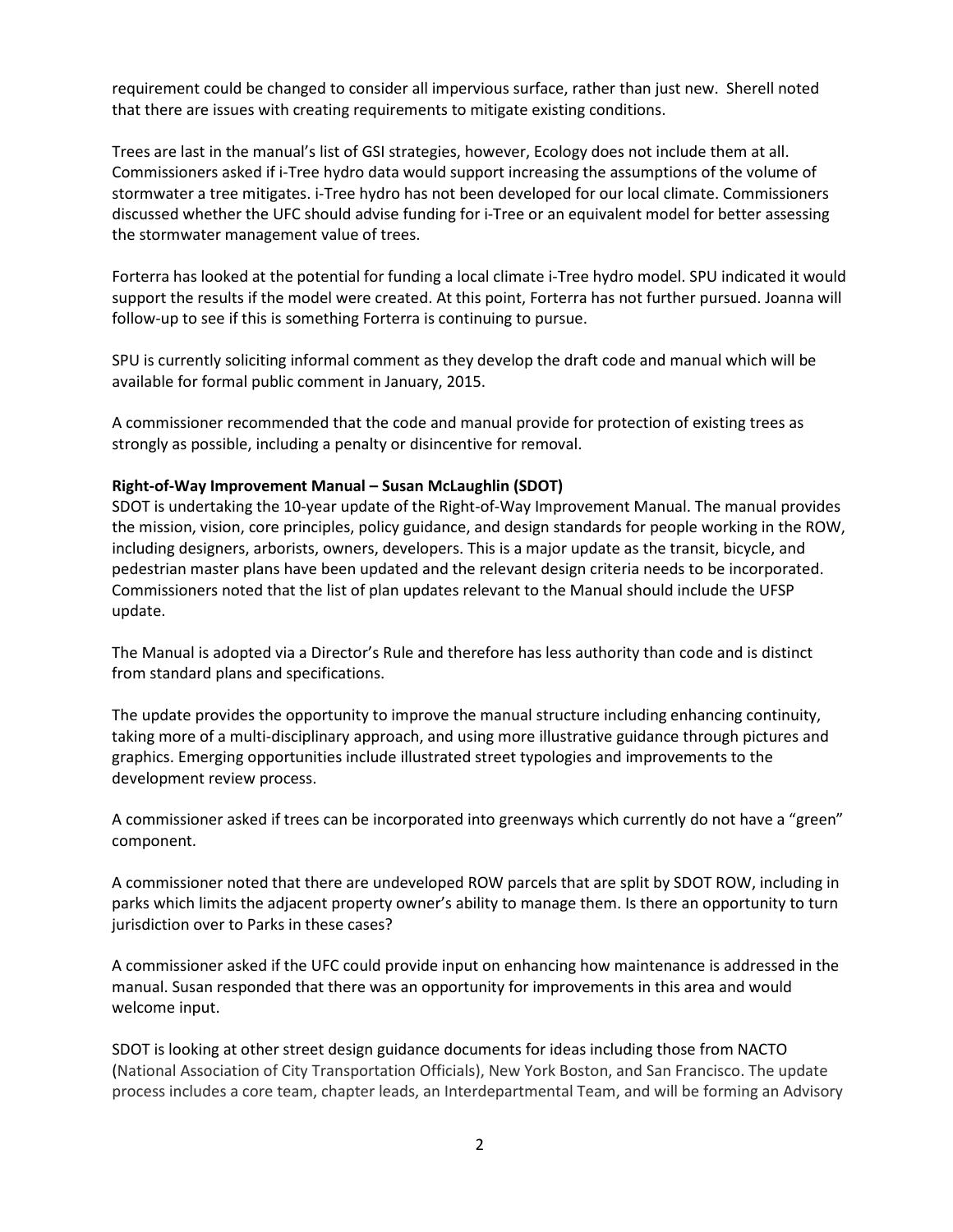requirement could be changed to consider all impervious surface, rather than just new. Sherell noted that there are issues with creating requirements to mitigate existing conditions.

Trees are last in the manual's list of GSI strategies, however, Ecology does not include them at all. Commissioners asked if i-Tree hydro data would support increasing the assumptions of the volume of stormwater a tree mitigates. i-Tree hydro has not been developed for our local climate. Commissioners discussed whether the UFC should advise funding for i-Tree or an equivalent model for better assessing the stormwater management value of trees.

Forterra has looked at the potential for funding a local climate i-Tree hydro model. SPU indicated it would support the results if the model were created. At this point, Forterra has not further pursued. Joanna will follow-up to see if this is something Forterra is continuing to pursue.

SPU is currently soliciting informal comment as they develop the draft code and manual which will be available for formal public comment in January, 2015.

A commissioner recommended that the code and manual provide for protection of existing trees as strongly as possible, including a penalty or disincentive for removal.

**Right-of-Way Improvement Manual – Susan McLaughlin (SDOT)**

SDOT is undertaking the 10-year update of the Right-of-Way Improvement Manual. The manual provides the mission, vision, core principles, policy guidance, and design standards for people working in the ROW, including designers, arborists, owners, developers. This is a major update as the transit, bicycle, and pedestrian master plans have been updated and the relevant design criteria needs to be incorporated. Commissioners noted that the list of plan updates relevant to the Manual should include the UFSP update.

The Manual is adopted via a Director's Rule and therefore has less authority than code and is distinct from standard plans and specifications.

The update provides the opportunity to improve the manual structure including enhancing continuity, taking more of a multi-disciplinary approach, and using more illustrative guidance through pictures and graphics. Emerging opportunities include illustrated street typologies and improvements to the development review process.

A commissioner asked if trees can be incorporated into greenways which currently do not have a "green" component.

A commissioner noted that there are undeveloped ROW parcels that are split by SDOT ROW, including in parks which limits the adjacent property owner's ability to manage them. Is there an opportunity to turn jurisdiction over to Parks in these cases?

A commissioner asked if the UFC could provide input on enhancing how maintenance is addressed in the manual. Susan responded that there was an opportunity for improvements in this area and would welcome input.

SDOT is looking at other street design guidance documents for ideas including those from NACTO (National Association of City Transportation Officials), New York Boston, and San Francisco. The update process includes a core team, chapter leads, an Interdepartmental Team, and will be forming an Advisory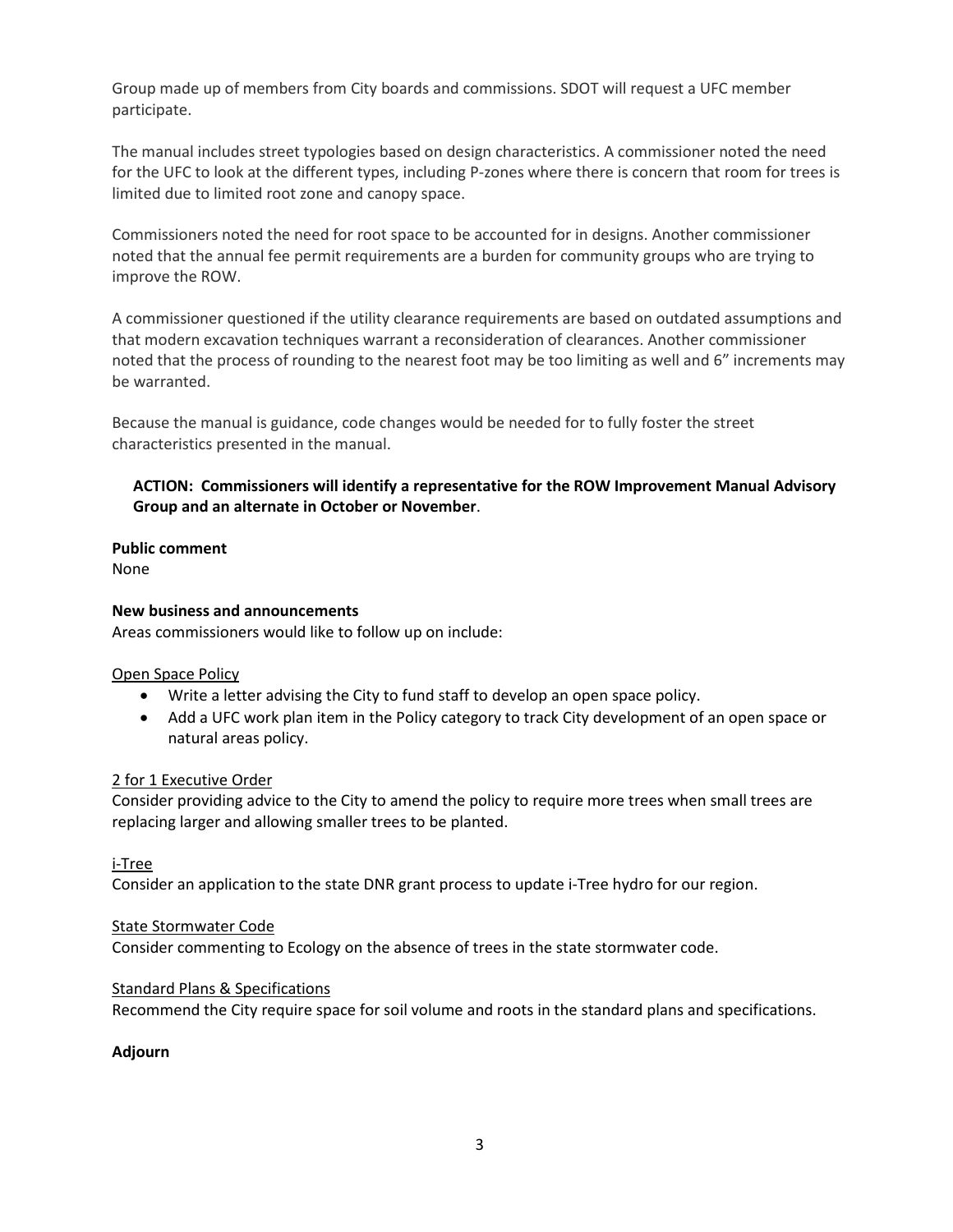Group made up of members from City boards and commissions. SDOT will request a UFC member participate.

The manual includes street typologies based on design characteristics. A commissioner noted the need for the UFC to look at the different types, including P-zones where there is concern that room for trees is limited due to limited root zone and canopy space.

Commissioners noted the need for root space to be accounted for in designs. Another commissioner noted that the annual fee permit requirements are a burden for community groups who are trying to improve the ROW.

A commissioner questioned if the utility clearance requirements are based on outdated assumptions and that modern excavation techniques warrant a reconsideration of clearances. Another commissioner noted that the process of rounding to the nearest foot may be too limiting as well and 6" increments may be warranted.

Because the manual is guidance, code changes would be needed for to fully foster the street characteristics presented in the manual.

**ACTION: Commissioners will identify a representative for the ROW Improvement Manual Advisory Group and an alternate in October or November**.

**Public comment**
None

**New business and announcements**
Areas commissioners would like to follow up on include:

<u>Open Space Policy</u>

- Write a letter advising the City to fund staff to develop an open space policy.
- Add a UFC work plan item in the Policy category to track City development of an open space or natural areas policy.

<u>2 for 1 Executive Order</u>
Consider providing advice to the City to amend the policy to require more trees when small trees are replacing larger and allowing smaller trees to be planted.

<u>i-Tree</u>
Consider an application to the state DNR grant process to update i-Tree hydro for our region.

<u>State Stormwater Code</u>
Consider commenting to Ecology on the absence of trees in the state stormwater code.

<u>Standard Plans & Specifications</u>
Recommend the City require space for soil volume and roots in the standard plans and specifications.

**Adjourn**